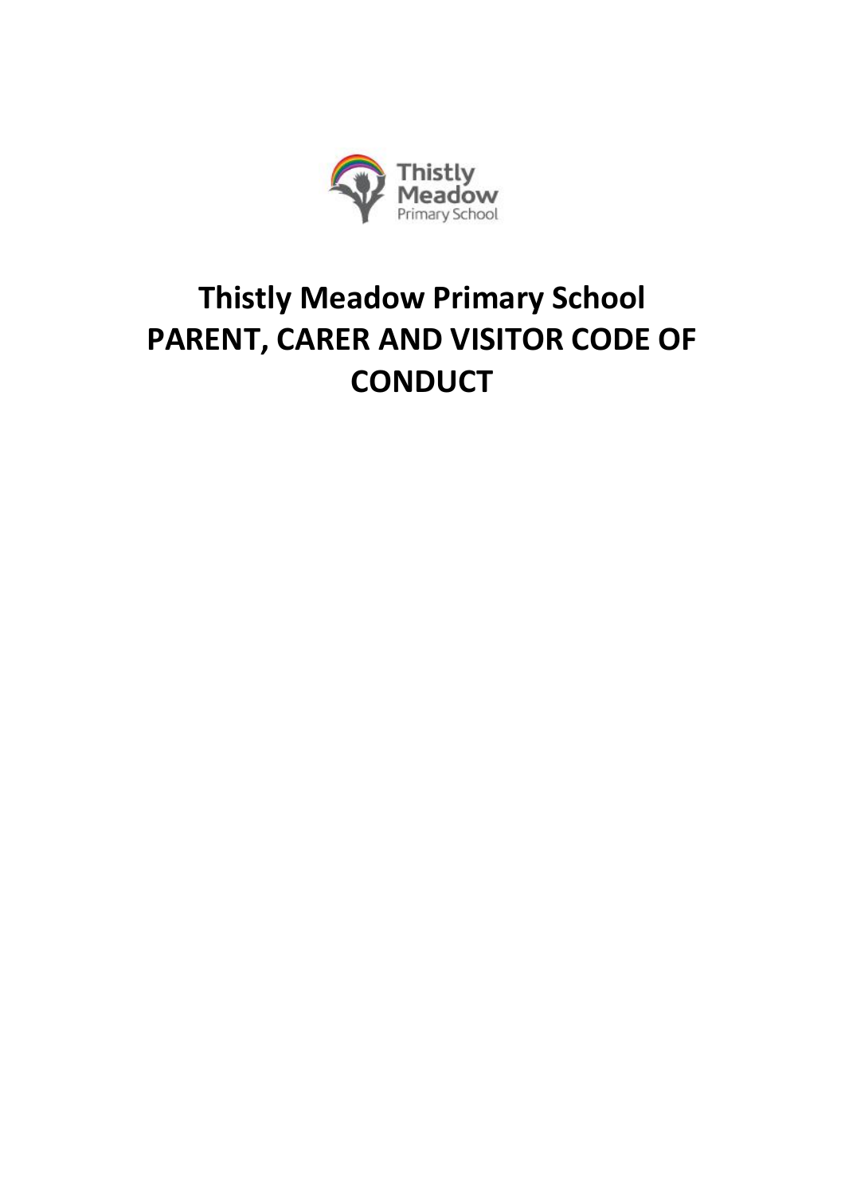# Thistly Meadow Primary School
# PARENT, CARER AND VISITOR CODE OF CONDUCT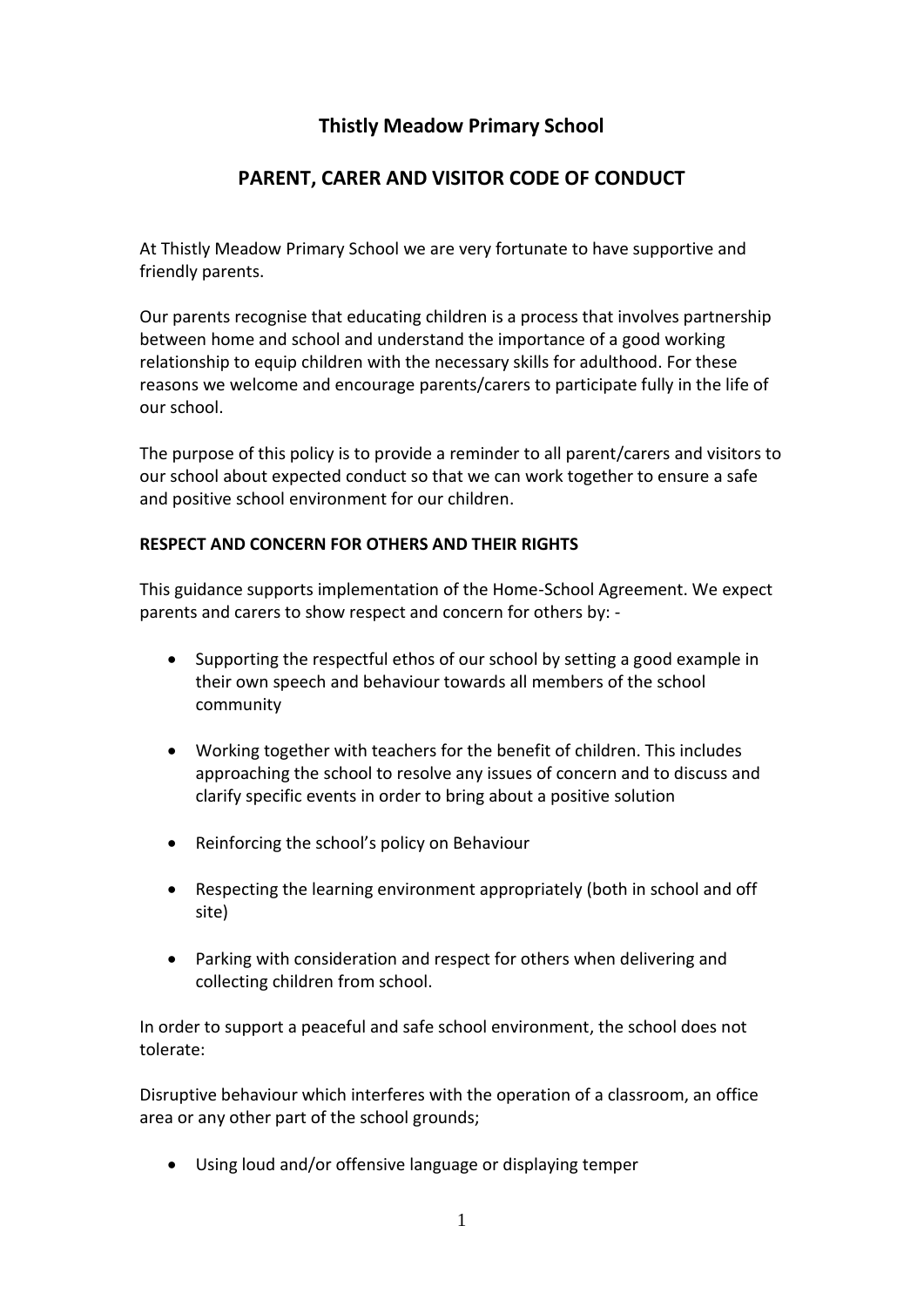# Thistly Meadow Primary School

## PARENT, CARER AND VISITOR CODE OF CONDUCT

At Thistly Meadow Primary School we are very fortunate to have supportive and friendly parents.

Our parents recognise that educating children is a process that involves partnership between home and school and understand the importance of a good working relationship to equip children with the necessary skills for adulthood. For these reasons we welcome and encourage parents/carers to participate fully in the life of our school.

The purpose of this policy is to provide a reminder to all parent/carers and visitors to our school about expected conduct so that we can work together to ensure a safe and positive school environment for our children.

**RESPECT AND CONCERN FOR OTHERS AND THEIR RIGHTS**

This guidance supports implementation of the Home-School Agreement. We expect parents and carers to show respect and concern for others by: -

- Supporting the respectful ethos of our school by setting a good example in their own speech and behaviour towards all members of the school community
- Working together with teachers for the benefit of children. This includes approaching the school to resolve any issues of concern and to discuss and clarify specific events in order to bring about a positive solution
- Reinforcing the school's policy on Behaviour
- Respecting the learning environment appropriately (both in school and off site)
- Parking with consideration and respect for others when delivering and collecting children from school.

In order to support a peaceful and safe school environment, the school does not tolerate:

Disruptive behaviour which interferes with the operation of a classroom, an office area or any other part of the school grounds;

- Using loud and/or offensive language or displaying temper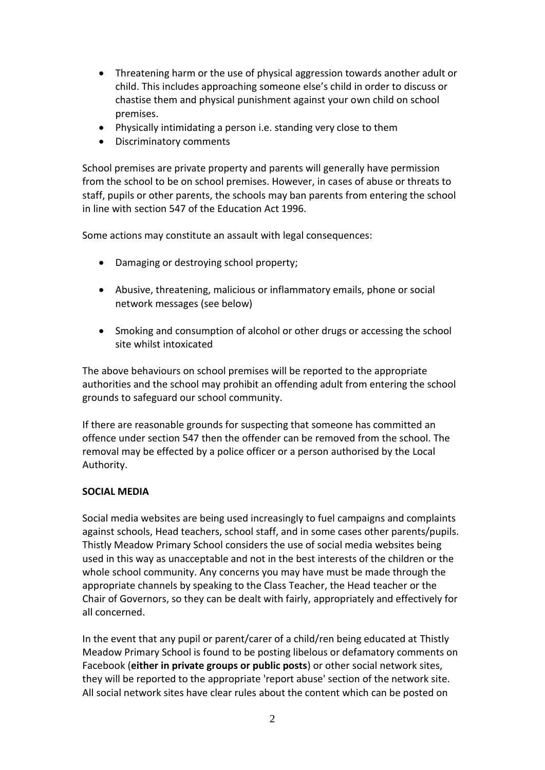- Threatening harm or the use of physical aggression towards another adult or child. This includes approaching someone else's child in order to discuss or chastise them and physical punishment against your own child on school premises.
- Physically intimidating a person i.e. standing very close to them
- Discriminatory comments

School premises are private property and parents will generally have permission from the school to be on school premises. However, in cases of abuse or threats to staff, pupils or other parents, the schools may ban parents from entering the school in line with section 547 of the Education Act 1996.

Some actions may constitute an assault with legal consequences:

- Damaging or destroying school property;
- Abusive, threatening, malicious or inflammatory emails, phone or social network messages (see below)
- Smoking and consumption of alcohol or other drugs or accessing the school site whilst intoxicated

The above behaviours on school premises will be reported to the appropriate authorities and the school may prohibit an offending adult from entering the school grounds to safeguard our school community.

If there are reasonable grounds for suspecting that someone has committed an offence under section 547 then the offender can be removed from the school. The removal may be effected by a police officer or a person authorised by the Local Authority.

**SOCIAL MEDIA**

Social media websites are being used increasingly to fuel campaigns and complaints against schools, Head teachers, school staff, and in some cases other parents/pupils. Thistly Meadow Primary School considers the use of social media websites being used in this way as unacceptable and not in the best interests of the children or the whole school community. Any concerns you may have must be made through the appropriate channels by speaking to the Class Teacher, the Head teacher or the Chair of Governors, so they can be dealt with fairly, appropriately and effectively for all concerned.

In the event that any pupil or parent/carer of a child/ren being educated at Thistly Meadow Primary School is found to be posting libelous or defamatory comments on Facebook (**either in private groups or public posts**) or other social network sites, they will be reported to the appropriate 'report abuse' section of the network site. All social network sites have clear rules about the content which can be posted on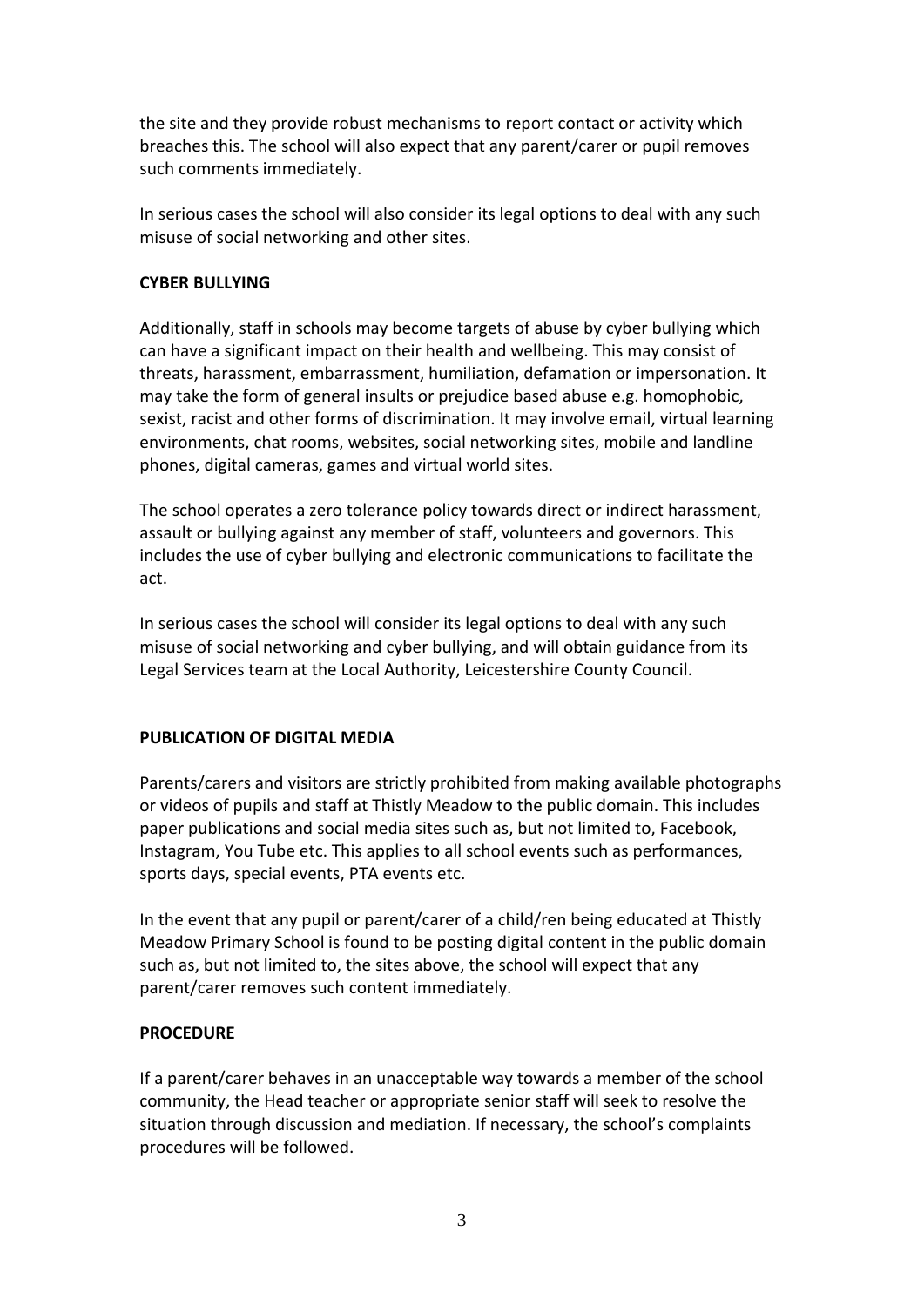the site and they provide robust mechanisms to report contact or activity which breaches this. The school will also expect that any parent/carer or pupil removes such comments immediately.

In serious cases the school will also consider its legal options to deal with any such misuse of social networking and other sites.

**CYBER BULLYING**

Additionally, staff in schools may become targets of abuse by cyber bullying which can have a significant impact on their health and wellbeing. This may consist of threats, harassment, embarrassment, humiliation, defamation or impersonation. It may take the form of general insults or prejudice based abuse e.g. homophobic, sexist, racist and other forms of discrimination. It may involve email, virtual learning environments, chat rooms, websites, social networking sites, mobile and landline phones, digital cameras, games and virtual world sites.

The school operates a zero tolerance policy towards direct or indirect harassment, assault or bullying against any member of staff, volunteers and governors. This includes the use of cyber bullying and electronic communications to facilitate the act.

In serious cases the school will consider its legal options to deal with any such misuse of social networking and cyber bullying, and will obtain guidance from its Legal Services team at the Local Authority, Leicestershire County Council.

**PUBLICATION OF DIGITAL MEDIA**

Parents/carers and visitors are strictly prohibited from making available photographs or videos of pupils and staff at Thistly Meadow to the public domain. This includes paper publications and social media sites such as, but not limited to, Facebook, Instagram, You Tube etc. This applies to all school events such as performances, sports days, special events, PTA events etc.

In the event that any pupil or parent/carer of a child/ren being educated at Thistly Meadow Primary School is found to be posting digital content in the public domain such as, but not limited to, the sites above, the school will expect that any parent/carer removes such content immediately.

**PROCEDURE**

If a parent/carer behaves in an unacceptable way towards a member of the school community, the Head teacher or appropriate senior staff will seek to resolve the situation through discussion and mediation. If necessary, the school's complaints procedures will be followed.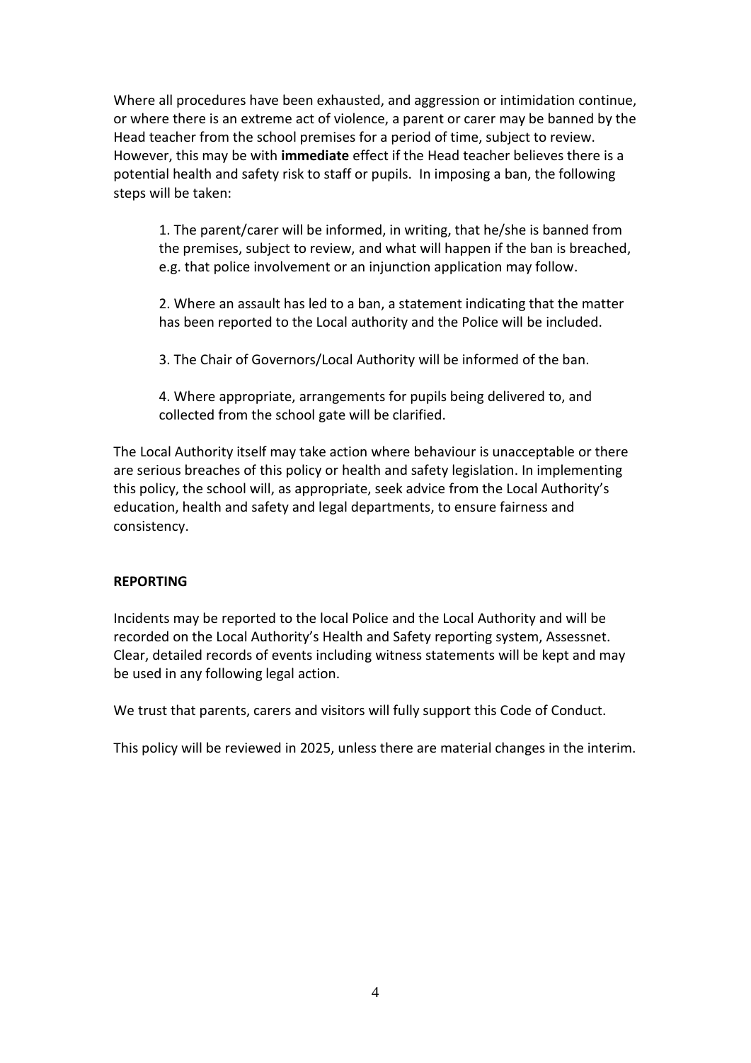Where all procedures have been exhausted, and aggression or intimidation continue, or where there is an extreme act of violence, a parent or carer may be banned by the Head teacher from the school premises for a period of time, subject to review. However, this may be with **immediate** effect if the Head teacher believes there is a potential health and safety risk to staff or pupils. In imposing a ban, the following steps will be taken:

1. The parent/carer will be informed, in writing, that he/she is banned from the premises, subject to review, and what will happen if the ban is breached, e.g. that police involvement or an injunction application may follow.

2. Where an assault has led to a ban, a statement indicating that the matter has been reported to the Local authority and the Police will be included.

3. The Chair of Governors/Local Authority will be informed of the ban.

4. Where appropriate, arrangements for pupils being delivered to, and collected from the school gate will be clarified.

The Local Authority itself may take action where behaviour is unacceptable or there are serious breaches of this policy or health and safety legislation. In implementing this policy, the school will, as appropriate, seek advice from the Local Authority's education, health and safety and legal departments, to ensure fairness and consistency.

**REPORTING**

Incidents may be reported to the local Police and the Local Authority and will be recorded on the Local Authority's Health and Safety reporting system, Assessnet. Clear, detailed records of events including witness statements will be kept and may be used in any following legal action.

We trust that parents, carers and visitors will fully support this Code of Conduct.

This policy will be reviewed in 2025, unless there are material changes in the interim.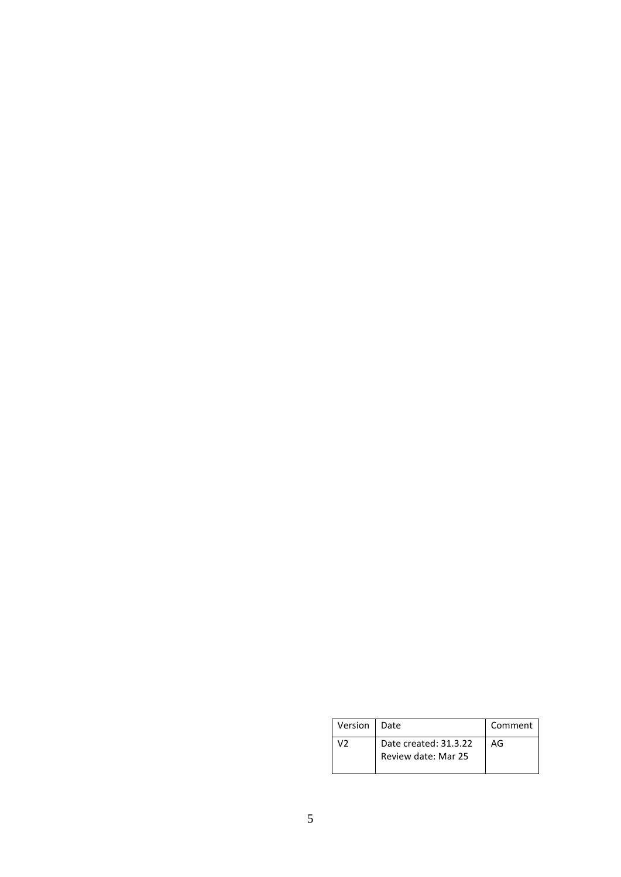| Version | Date | Comment |
| --- | --- | --- |
| V2 | Date created: 31.3.22<br>Review date: Mar 25 | AG |